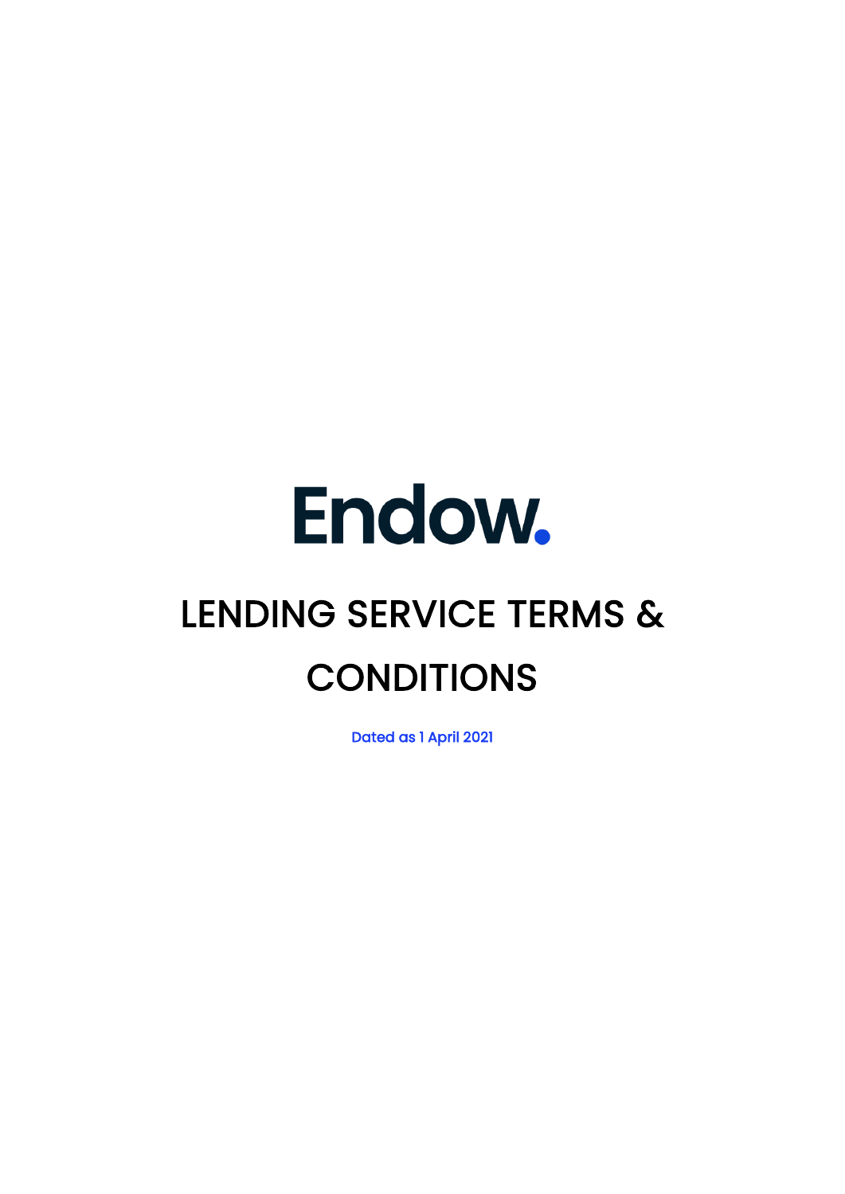# Endow.

# LENDING SERVICE TERMS & CONDITIONS

Dated as 1 April 2021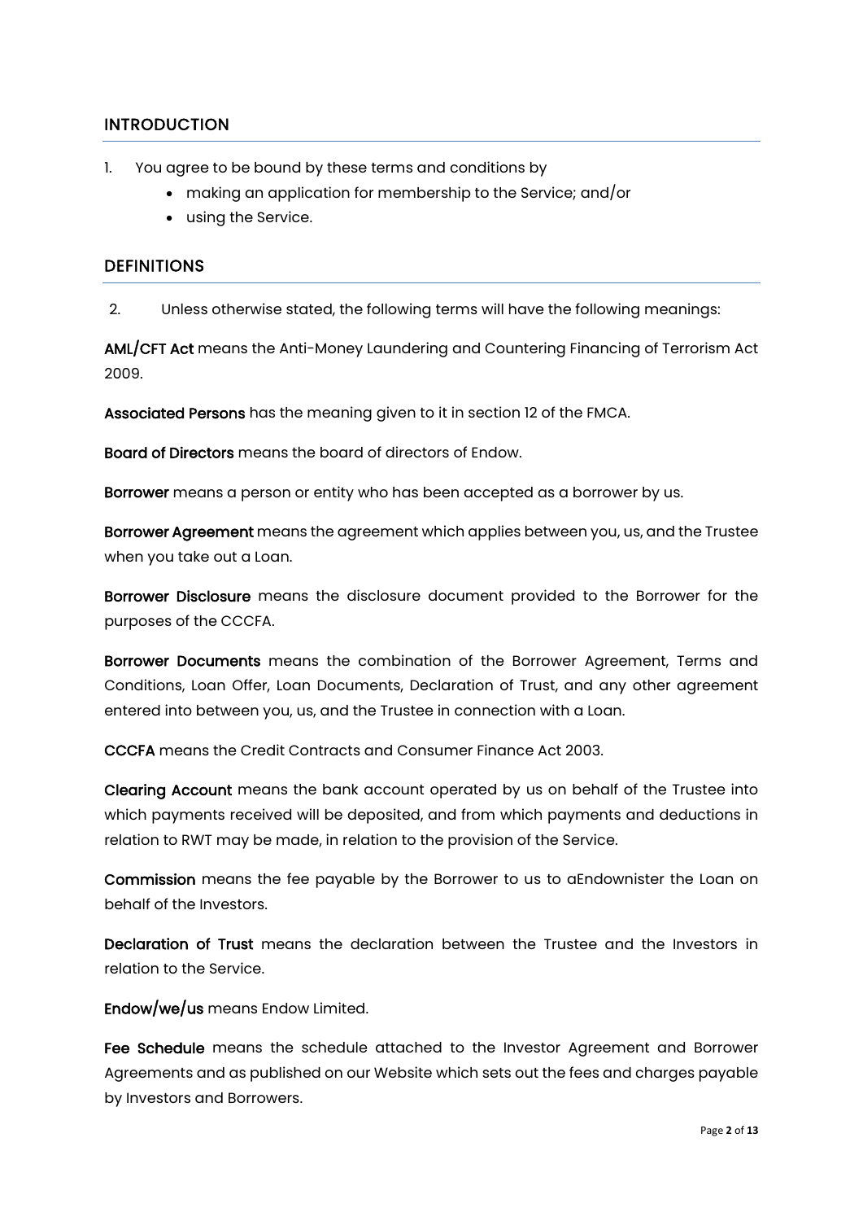## INTRODUCTION

1. You agree to be bound by these terms and conditions by
   - making an application for membership to the Service; and/or
   - using the Service.

## DEFINITIONS

2. Unless otherwise stated, the following terms will have the following meanings:

**AML/CFT Act** means the Anti-Money Laundering and Countering Financing of Terrorism Act 2009.

**Associated Persons** has the meaning given to it in section 12 of the FMCA.

**Board of Directors** means the board of directors of Endow.

**Borrower** means a person or entity who has been accepted as a borrower by us.

**Borrower Agreement** means the agreement which applies between you, us, and the Trustee when you take out a Loan.

**Borrower Disclosure** means the disclosure document provided to the Borrower for the purposes of the CCCFA.

**Borrower Documents** means the combination of the Borrower Agreement, Terms and Conditions, Loan Offer, Loan Documents, Declaration of Trust, and any other agreement entered into between you, us, and the Trustee in connection with a Loan.

**CCCFA** means the Credit Contracts and Consumer Finance Act 2003.

**Clearing Account** means the bank account operated by us on behalf of the Trustee into which payments received will be deposited, and from which payments and deductions in relation to RWT may be made, in relation to the provision of the Service.

**Commission** means the fee payable by the Borrower to us to aEndownister the Loan on behalf of the Investors.

**Declaration of Trust** means the declaration between the Trustee and the Investors in relation to the Service.

**Endow/we/us** means Endow Limited.

**Fee Schedule** means the schedule attached to the Investor Agreement and Borrower Agreements and as published on our Website which sets out the fees and charges payable by Investors and Borrowers.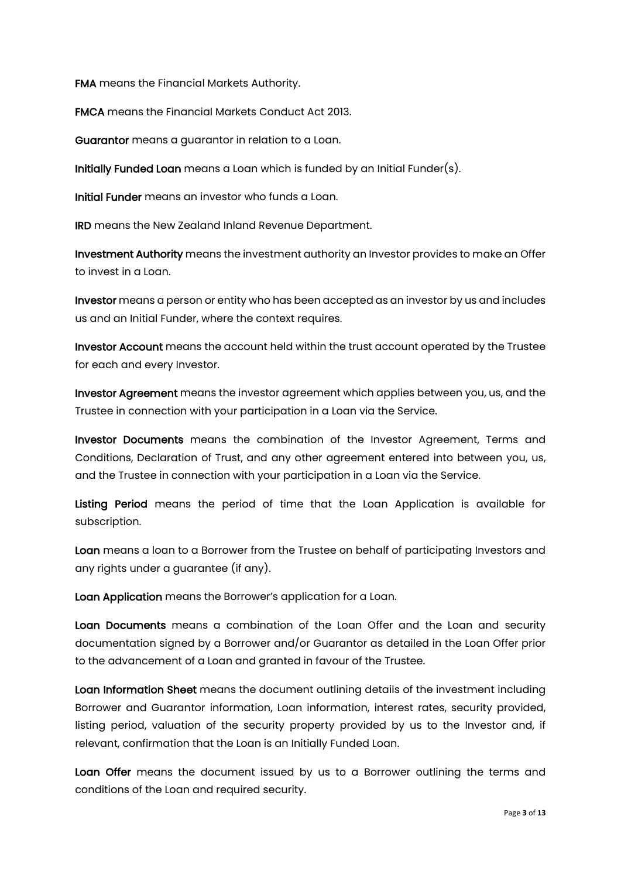**FMA** means the Financial Markets Authority.

**FMCA** means the Financial Markets Conduct Act 2013.

**Guarantor** means a guarantor in relation to a Loan.

**Initially Funded Loan** means a Loan which is funded by an Initial Funder(s).

**Initial Funder** means an investor who funds a Loan.

**IRD** means the New Zealand Inland Revenue Department.

**Investment Authority** means the investment authority an Investor provides to make an Offer to invest in a Loan.

**Investor** means a person or entity who has been accepted as an investor by us and includes us and an Initial Funder, where the context requires.

**Investor Account** means the account held within the trust account operated by the Trustee for each and every Investor.

**Investor Agreement** means the investor agreement which applies between you, us, and the Trustee in connection with your participation in a Loan via the Service.

**Investor Documents** means the combination of the Investor Agreement, Terms and Conditions, Declaration of Trust, and any other agreement entered into between you, us, and the Trustee in connection with your participation in a Loan via the Service.

**Listing Period** means the period of time that the Loan Application is available for subscription.

**Loan** means a loan to a Borrower from the Trustee on behalf of participating Investors and any rights under a guarantee (if any).

**Loan Application** means the Borrower's application for a Loan.

**Loan Documents** means a combination of the Loan Offer and the Loan and security documentation signed by a Borrower and/or Guarantor as detailed in the Loan Offer prior to the advancement of a Loan and granted in favour of the Trustee.

**Loan Information Sheet** means the document outlining details of the investment including Borrower and Guarantor information, Loan information, interest rates, security provided, listing period, valuation of the security property provided by us to the Investor and, if relevant, confirmation that the Loan is an Initially Funded Loan.

**Loan Offer** means the document issued by us to a Borrower outlining the terms and conditions of the Loan and required security.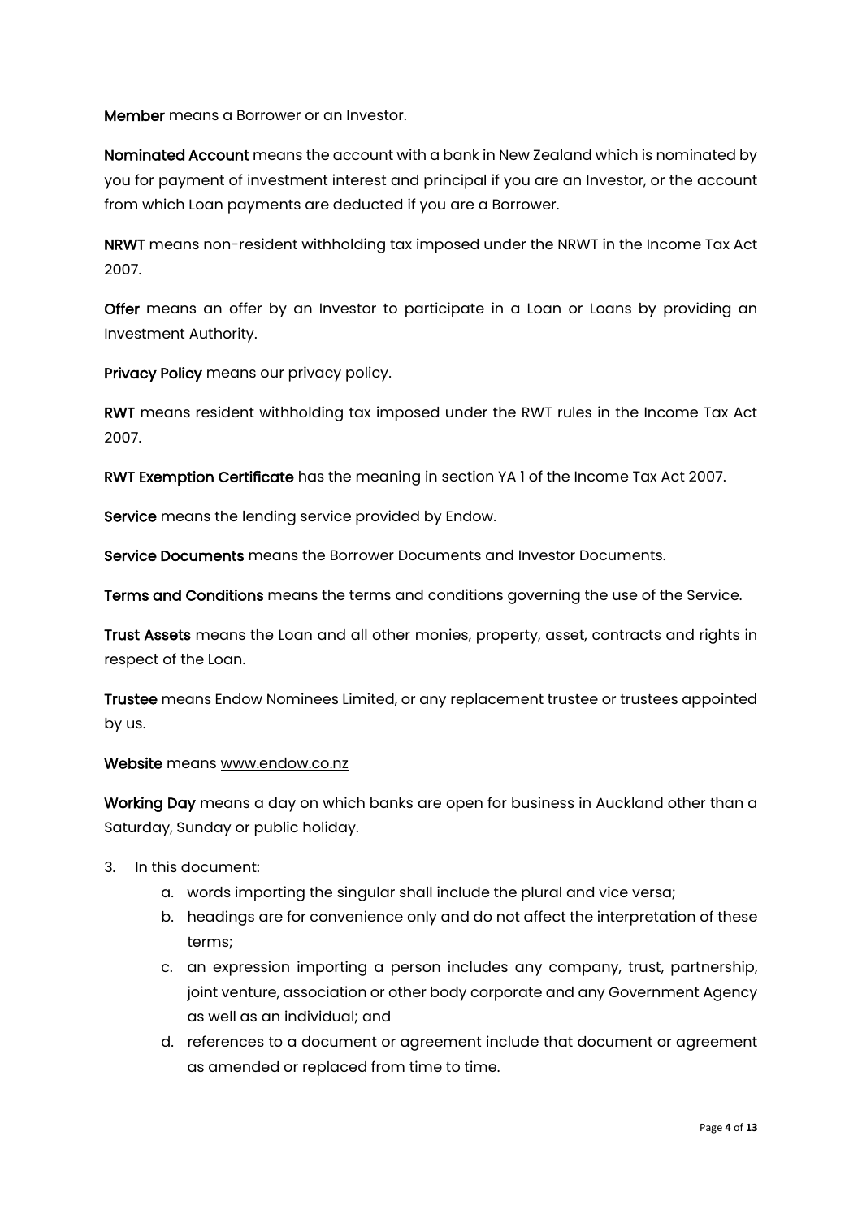**Member** means a Borrower or an Investor.

**Nominated Account** means the account with a bank in New Zealand which is nominated by you for payment of investment interest and principal if you are an Investor, or the account from which Loan payments are deducted if you are a Borrower.

**NRWT** means non-resident withholding tax imposed under the NRWT in the Income Tax Act 2007.

**Offer** means an offer by an Investor to participate in a Loan or Loans by providing an Investment Authority.

**Privacy Policy** means our privacy policy.

**RWT** means resident withholding tax imposed under the RWT rules in the Income Tax Act 2007.

**RWT Exemption Certificate** has the meaning in section YA 1 of the Income Tax Act 2007.

**Service** means the lending service provided by Endow.

**Service Documents** means the Borrower Documents and Investor Documents.

**Terms and Conditions** means the terms and conditions governing the use of the Service.

**Trust Assets** means the Loan and all other monies, property, asset, contracts and rights in respect of the Loan.

**Trustee** means Endow Nominees Limited, or any replacement trustee or trustees appointed by us.

**Website** means www.endow.co.nz

**Working Day** means a day on which banks are open for business in Auckland other than a Saturday, Sunday or public holiday.

3. In this document:
   a. words importing the singular shall include the plural and vice versa;
   b. headings are for convenience only and do not affect the interpretation of these terms;
   c. an expression importing a person includes any company, trust, partnership, joint venture, association or other body corporate and any Government Agency as well as an individual; and
   d. references to a document or agreement include that document or agreement as amended or replaced from time to time.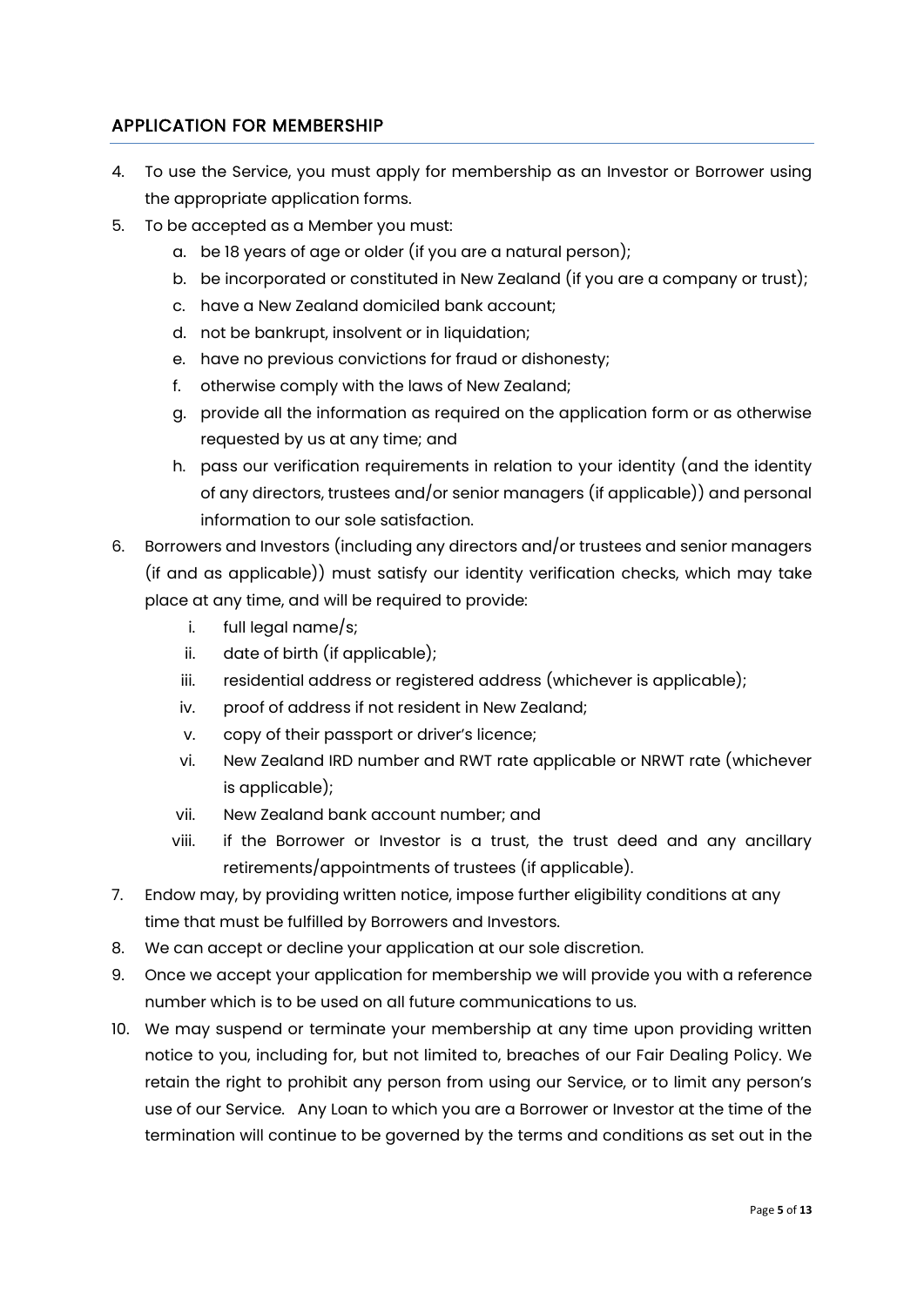## APPLICATION FOR MEMBERSHIP

4. To use the Service, you must apply for membership as an Investor or Borrower using the appropriate application forms.
5. To be accepted as a Member you must:
   a. be 18 years of age or older (if you are a natural person);
   b. be incorporated or constituted in New Zealand (if you are a company or trust);
   c. have a New Zealand domiciled bank account;
   d. not be bankrupt, insolvent or in liquidation;
   e. have no previous convictions for fraud or dishonesty;
   f. otherwise comply with the laws of New Zealand;
   g. provide all the information as required on the application form or as otherwise requested by us at any time; and
   h. pass our verification requirements in relation to your identity (and the identity of any directors, trustees and/or senior managers (if applicable)) and personal information to our sole satisfaction.
6. Borrowers and Investors (including any directors and/or trustees and senior managers (if and as applicable)) must satisfy our identity verification checks, which may take place at any time, and will be required to provide:
   i. full legal name/s;
   ii. date of birth (if applicable);
   iii. residential address or registered address (whichever is applicable);
   iv. proof of address if not resident in New Zealand;
   v. copy of their passport or driver's licence;
   vi. New Zealand IRD number and RWT rate applicable or NRWT rate (whichever is applicable);
   vii. New Zealand bank account number; and
   viii. if the Borrower or Investor is a trust, the trust deed and any ancillary retirements/appointments of trustees (if applicable).
7. Endow may, by providing written notice, impose further eligibility conditions at any time that must be fulfilled by Borrowers and Investors.
8. We can accept or decline your application at our sole discretion.
9. Once we accept your application for membership we will provide you with a reference number which is to be used on all future communications to us.
10. We may suspend or terminate your membership at any time upon providing written notice to you, including for, but not limited to, breaches of our Fair Dealing Policy. We retain the right to prohibit any person from using our Service, or to limit any person's use of our Service. Any Loan to which you are a Borrower or Investor at the time of the termination will continue to be governed by the terms and conditions as set out in the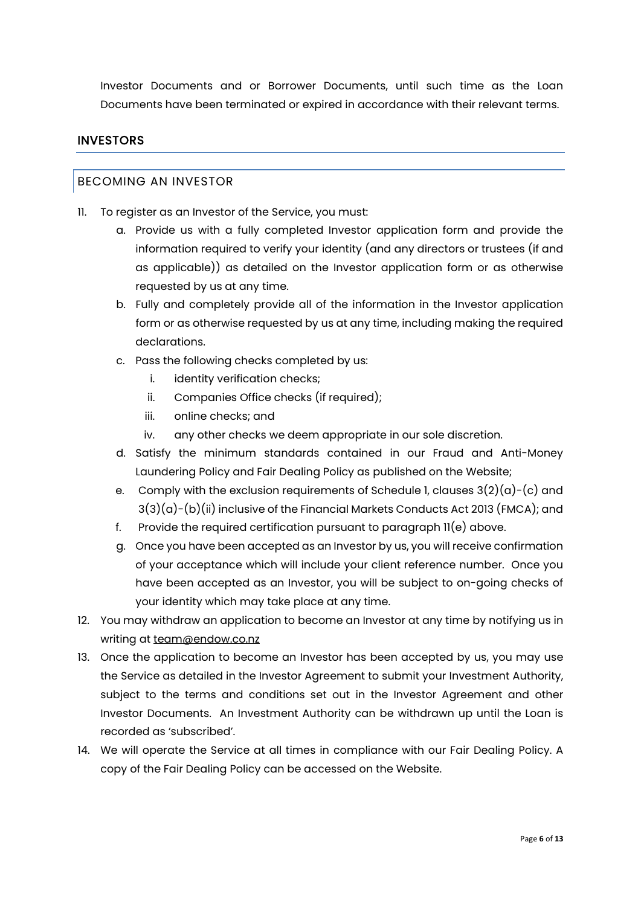Investor Documents and or Borrower Documents, until such time as the Loan Documents have been terminated or expired in accordance with their relevant terms.

## INVESTORS

### BECOMING AN INVESTOR

11. To register as an Investor of the Service, you must:
    a. Provide us with a fully completed Investor application form and provide the information required to verify your identity (and any directors or trustees (if and as applicable)) as detailed on the Investor application form or as otherwise requested by us at any time.
    b. Fully and completely provide all of the information in the Investor application form or as otherwise requested by us at any time, including making the required declarations.
    c. Pass the following checks completed by us:
        i. identity verification checks;
        ii. Companies Office checks (if required);
        iii. online checks; and
        iv. any other checks we deem appropriate in our sole discretion.
    d. Satisfy the minimum standards contained in our Fraud and Anti-Money Laundering Policy and Fair Dealing Policy as published on the Website;
    e. Comply with the exclusion requirements of Schedule 1, clauses 3(2)(a)-(c) and 3(3)(a)-(b)(ii) inclusive of the Financial Markets Conducts Act 2013 (FMCA); and
    f. Provide the required certification pursuant to paragraph 11(e) above.
    g. Once you have been accepted as an Investor by us, you will receive confirmation of your acceptance which will include your client reference number. Once you have been accepted as an Investor, you will be subject to on-going checks of your identity which may take place at any time.
12. You may withdraw an application to become an Investor at any time by notifying us in writing at team@endow.co.nz
13. Once the application to become an Investor has been accepted by us, you may use the Service as detailed in the Investor Agreement to submit your Investment Authority, subject to the terms and conditions set out in the Investor Agreement and other Investor Documents. An Investment Authority can be withdrawn up until the Loan is recorded as 'subscribed'.
14. We will operate the Service at all times in compliance with our Fair Dealing Policy. A copy of the Fair Dealing Policy can be accessed on the Website.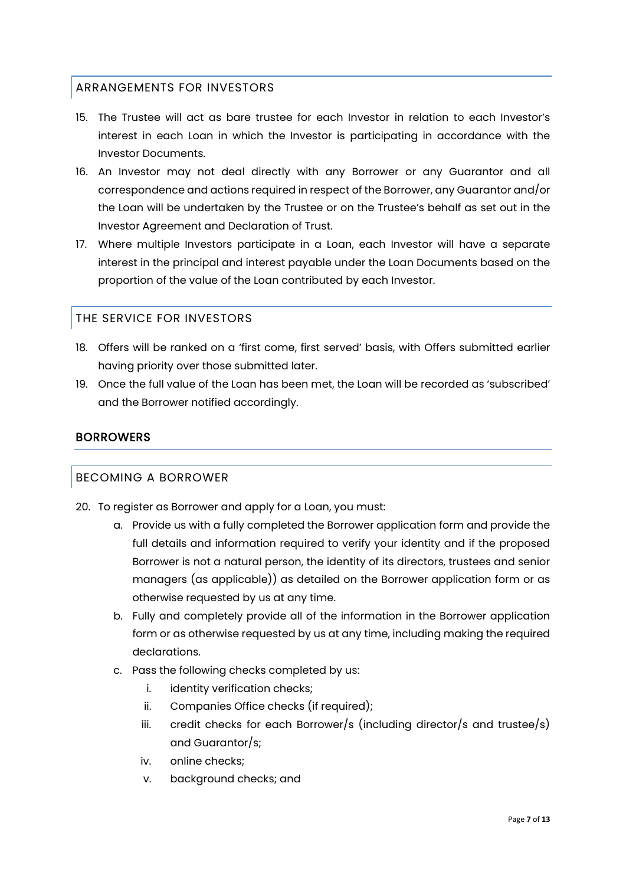## ARRANGEMENTS FOR INVESTORS

15. The Trustee will act as bare trustee for each Investor in relation to each Investor's interest in each Loan in which the Investor is participating in accordance with the Investor Documents.
16. An Investor may not deal directly with any Borrower or any Guarantor and all correspondence and actions required in respect of the Borrower, any Guarantor and/or the Loan will be undertaken by the Trustee or on the Trustee's behalf as set out in the Investor Agreement and Declaration of Trust.
17. Where multiple Investors participate in a Loan, each Investor will have a separate interest in the principal and interest payable under the Loan Documents based on the proportion of the value of the Loan contributed by each Investor.

## THE SERVICE FOR INVESTORS

18. Offers will be ranked on a 'first come, first served' basis, with Offers submitted earlier having priority over those submitted later.
19. Once the full value of the Loan has been met, the Loan will be recorded as 'subscribed' and the Borrower notified accordingly.

# BORROWERS

## BECOMING A BORROWER

20. To register as Borrower and apply for a Loan, you must:
    a. Provide us with a fully completed the Borrower application form and provide the full details and information required to verify your identity and if the proposed Borrower is not a natural person, the identity of its directors, trustees and senior managers (as applicable)) as detailed on the Borrower application form or as otherwise requested by us at any time.
    b. Fully and completely provide all of the information in the Borrower application form or as otherwise requested by us at any time, including making the required declarations.
    c. Pass the following checks completed by us:
        i. identity verification checks;
        ii. Companies Office checks (if required);
        iii. credit checks for each Borrower/s (including director/s and trustee/s) and Guarantor/s;
        iv. online checks;
        v. background checks; and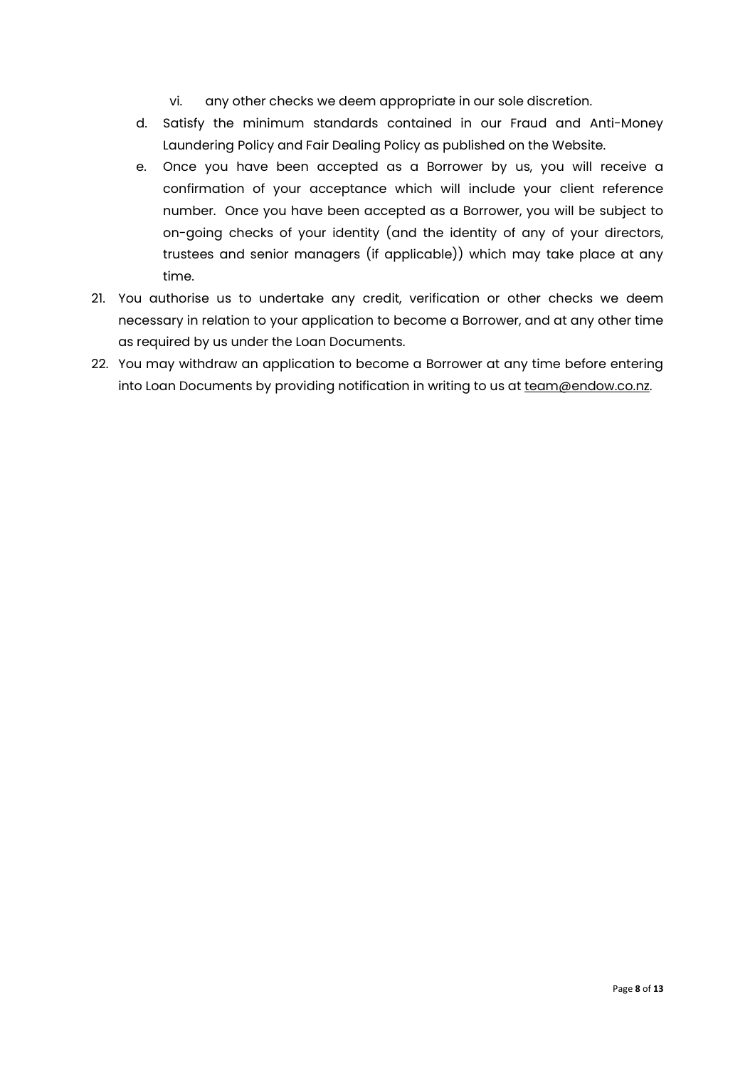vi. any other checks we deem appropriate in our sole discretion.

d. Satisfy the minimum standards contained in our Fraud and Anti-Money Laundering Policy and Fair Dealing Policy as published on the Website.

e. Once you have been accepted as a Borrower by us, you will receive a confirmation of your acceptance which will include your client reference number. Once you have been accepted as a Borrower, you will be subject to on-going checks of your identity (and the identity of any of your directors, trustees and senior managers (if applicable)) which may take place at any time.

21. You authorise us to undertake any credit, verification or other checks we deem necessary in relation to your application to become a Borrower, and at any other time as required by us under the Loan Documents.

22. You may withdraw an application to become a Borrower at any time before entering into Loan Documents by providing notification in writing to us at team@endow.co.nz.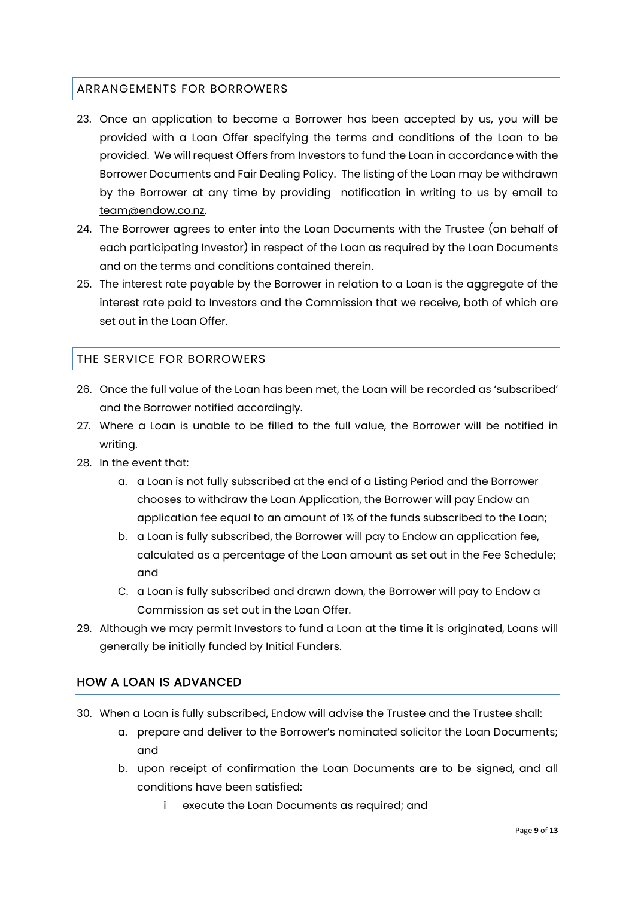## ARRANGEMENTS FOR BORROWERS

23. Once an application to become a Borrower has been accepted by us, you will be provided with a Loan Offer specifying the terms and conditions of the Loan to be provided. We will request Offers from Investors to fund the Loan in accordance with the Borrower Documents and Fair Dealing Policy. The listing of the Loan may be withdrawn by the Borrower at any time by providing notification in writing to us by email to team@endow.co.nz.
24. The Borrower agrees to enter into the Loan Documents with the Trustee (on behalf of each participating Investor) in respect of the Loan as required by the Loan Documents and on the terms and conditions contained therein.
25. The interest rate payable by the Borrower in relation to a Loan is the aggregate of the interest rate paid to Investors and the Commission that we receive, both of which are set out in the Loan Offer.

## THE SERVICE FOR BORROWERS

26. Once the full value of the Loan has been met, the Loan will be recorded as 'subscribed' and the Borrower notified accordingly.
27. Where a Loan is unable to be filled to the full value, the Borrower will be notified in writing.
28. In the event that:
    a. a Loan is not fully subscribed at the end of a Listing Period and the Borrower chooses to withdraw the Loan Application, the Borrower will pay Endow an application fee equal to an amount of 1% of the funds subscribed to the Loan;
    b. a Loan is fully subscribed, the Borrower will pay to Endow an application fee, calculated as a percentage of the Loan amount as set out in the Fee Schedule; and
    C. a Loan is fully subscribed and drawn down, the Borrower will pay to Endow a Commission as set out in the Loan Offer.
29. Although we may permit Investors to fund a Loan at the time it is originated, Loans will generally be initially funded by Initial Funders.

## HOW A LOAN IS ADVANCED

30. When a Loan is fully subscribed, Endow will advise the Trustee and the Trustee shall:
    a. prepare and deliver to the Borrower's nominated solicitor the Loan Documents; and
    b. upon receipt of confirmation the Loan Documents are to be signed, and all conditions have been satisfied:
        i execute the Loan Documents as required; and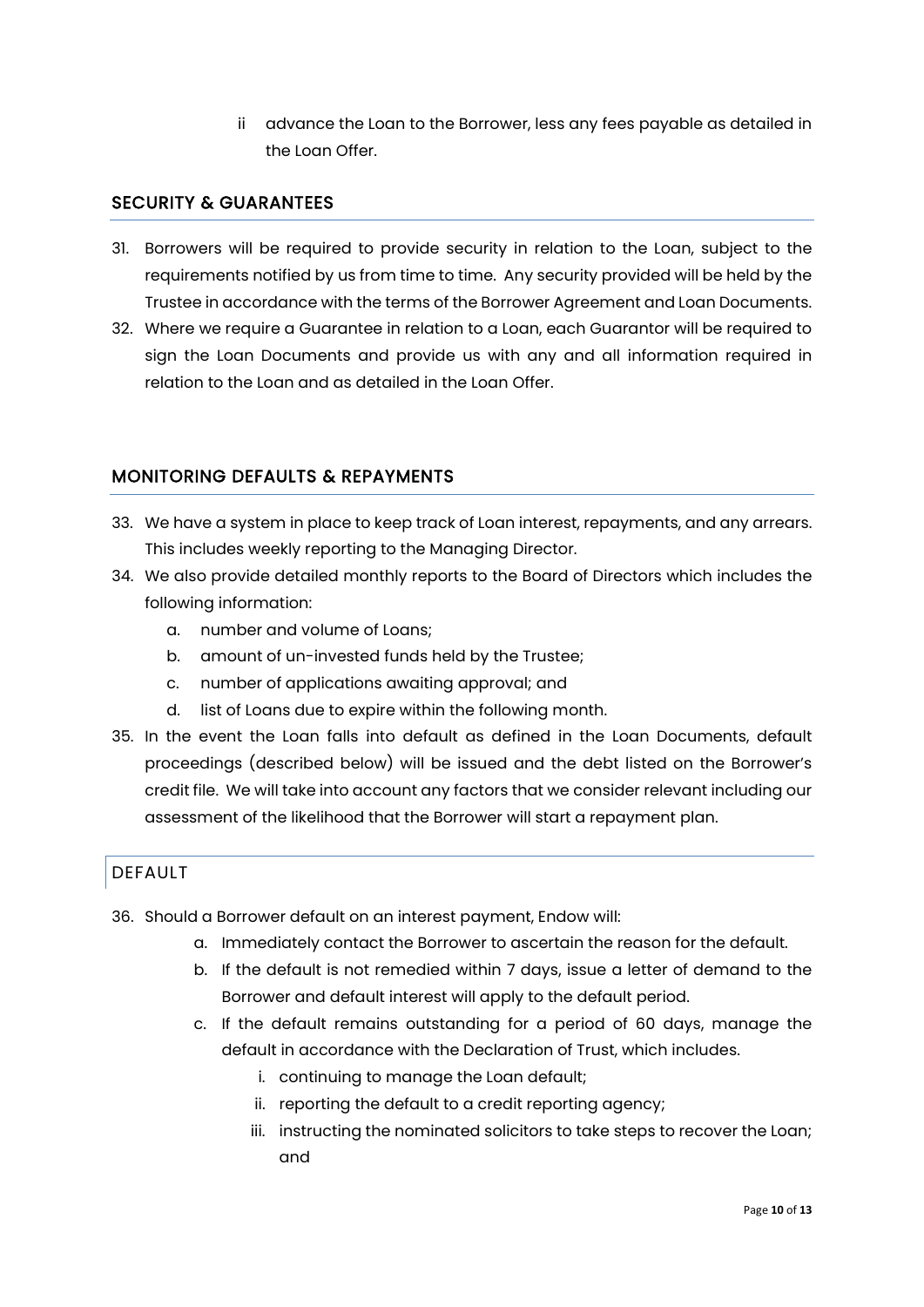ii advance the Loan to the Borrower, less any fees payable as detailed in the Loan Offer.

## SECURITY & GUARANTEES

31. Borrowers will be required to provide security in relation to the Loan, subject to the requirements notified by us from time to time. Any security provided will be held by the Trustee in accordance with the terms of the Borrower Agreement and Loan Documents.
32. Where we require a Guarantee in relation to a Loan, each Guarantor will be required to sign the Loan Documents and provide us with any and all information required in relation to the Loan and as detailed in the Loan Offer.

## MONITORING DEFAULTS & REPAYMENTS

33. We have a system in place to keep track of Loan interest, repayments, and any arrears. This includes weekly reporting to the Managing Director.
34. We also provide detailed monthly reports to the Board of Directors which includes the following information:
    a. number and volume of Loans;
    b. amount of un-invested funds held by the Trustee;
    c. number of applications awaiting approval; and
    d. list of Loans due to expire within the following month.
35. In the event the Loan falls into default as defined in the Loan Documents, default proceedings (described below) will be issued and the debt listed on the Borrower's credit file. We will take into account any factors that we consider relevant including our assessment of the likelihood that the Borrower will start a repayment plan.

### DEFAULT

36. Should a Borrower default on an interest payment, Endow will:
    a. Immediately contact the Borrower to ascertain the reason for the default.
    b. If the default is not remedied within 7 days, issue a letter of demand to the Borrower and default interest will apply to the default period.
    c. If the default remains outstanding for a period of 60 days, manage the default in accordance with the Declaration of Trust, which includes.
        i. continuing to manage the Loan default;
        ii. reporting the default to a credit reporting agency;
        iii. instructing the nominated solicitors to take steps to recover the Loan; and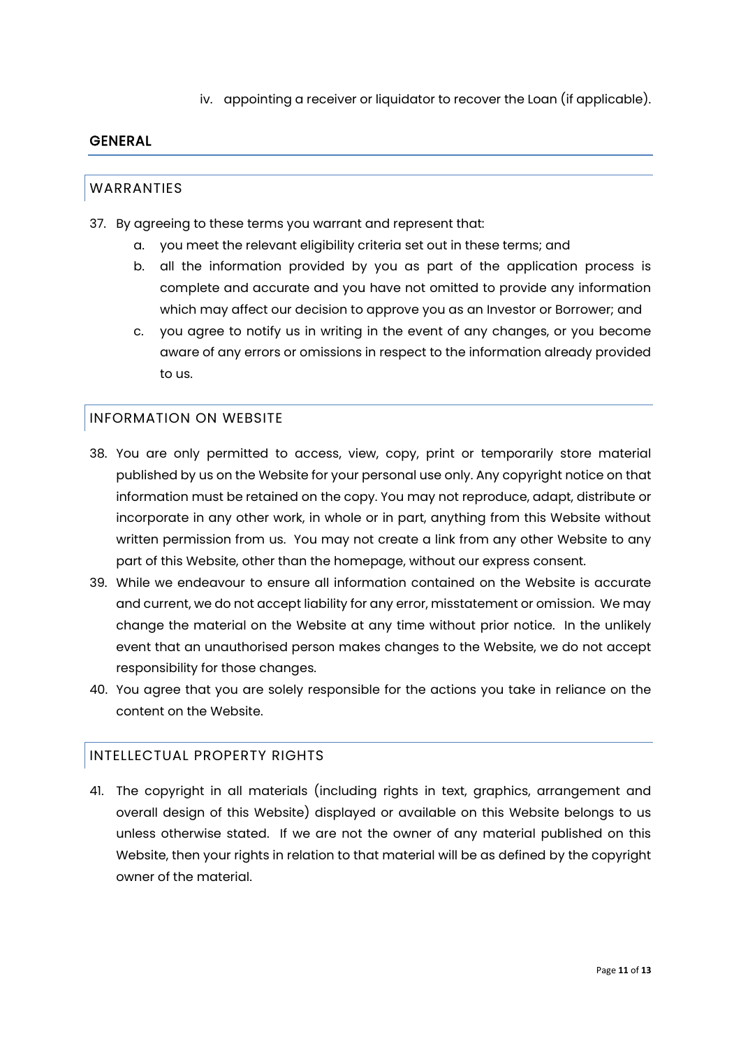iv. appointing a receiver or liquidator to recover the Loan (if applicable).

## GENERAL

### WARRANTIES

37. By agreeing to these terms you warrant and represent that:
    a. you meet the relevant eligibility criteria set out in these terms; and
    b. all the information provided by you as part of the application process is complete and accurate and you have not omitted to provide any information which may affect our decision to approve you as an Investor or Borrower; and
    c. you agree to notify us in writing in the event of any changes, or you become aware of any errors or omissions in respect to the information already provided to us.

### INFORMATION ON WEBSITE

38. You are only permitted to access, view, copy, print or temporarily store material published by us on the Website for your personal use only. Any copyright notice on that information must be retained on the copy. You may not reproduce, adapt, distribute or incorporate in any other work, in whole or in part, anything from this Website without written permission from us. You may not create a link from any other Website to any part of this Website, other than the homepage, without our express consent.
39. While we endeavour to ensure all information contained on the Website is accurate and current, we do not accept liability for any error, misstatement or omission. We may change the material on the Website at any time without prior notice. In the unlikely event that an unauthorised person makes changes to the Website, we do not accept responsibility for those changes.
40. You agree that you are solely responsible for the actions you take in reliance on the content on the Website.

### INTELLECTUAL PROPERTY RIGHTS

41. The copyright in all materials (including rights in text, graphics, arrangement and overall design of this Website) displayed or available on this Website belongs to us unless otherwise stated. If we are not the owner of any material published on this Website, then your rights in relation to that material will be as defined by the copyright owner of the material.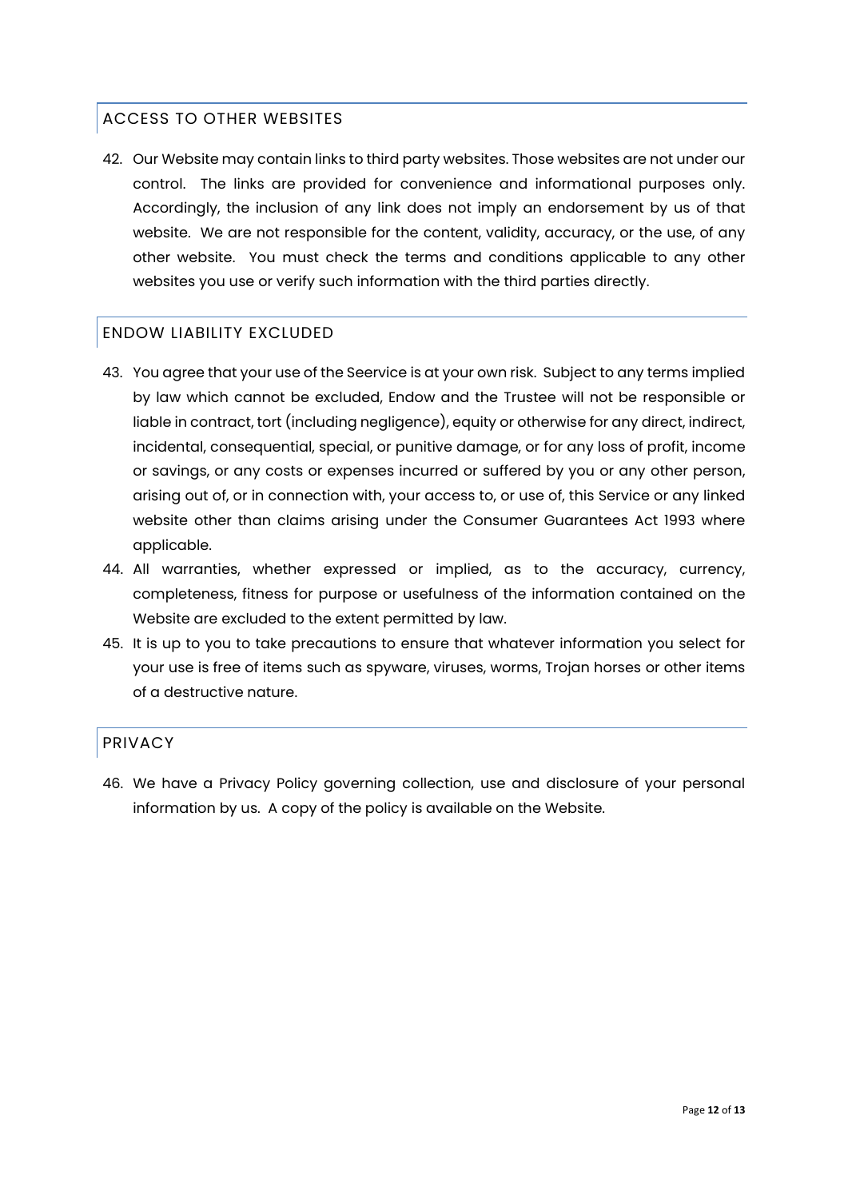## ACCESS TO OTHER WEBSITES

42. Our Website may contain links to third party websites. Those websites are not under our control. The links are provided for convenience and informational purposes only. Accordingly, the inclusion of any link does not imply an endorsement by us of that website. We are not responsible for the content, validity, accuracy, or the use, of any other website. You must check the terms and conditions applicable to any other websites you use or verify such information with the third parties directly.

## ENDOW LIABILITY EXCLUDED

43. You agree that your use of the Seervice is at your own risk. Subject to any terms implied by law which cannot be excluded, Endow and the Trustee will not be responsible or liable in contract, tort (including negligence), equity or otherwise for any direct, indirect, incidental, consequential, special, or punitive damage, or for any loss of profit, income or savings, or any costs or expenses incurred or suffered by you or any other person, arising out of, or in connection with, your access to, or use of, this Service or any linked website other than claims arising under the Consumer Guarantees Act 1993 where applicable.
44. All warranties, whether expressed or implied, as to the accuracy, currency, completeness, fitness for purpose or usefulness of the information contained on the Website are excluded to the extent permitted by law.
45. It is up to you to take precautions to ensure that whatever information you select for your use is free of items such as spyware, viruses, worms, Trojan horses or other items of a destructive nature.

## PRIVACY

46. We have a Privacy Policy governing collection, use and disclosure of your personal information by us. A copy of the policy is available on the Website.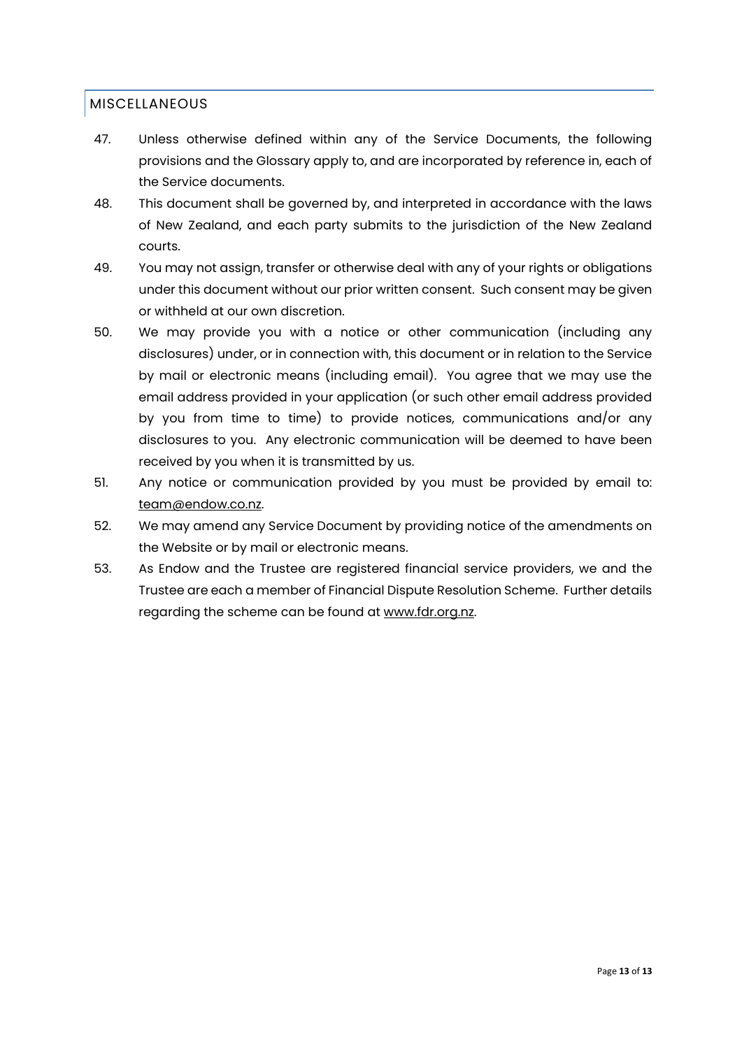## MISCELLANEOUS

47. Unless otherwise defined within any of the Service Documents, the following provisions and the Glossary apply to, and are incorporated by reference in, each of the Service documents.
48. This document shall be governed by, and interpreted in accordance with the laws of New Zealand, and each party submits to the jurisdiction of the New Zealand courts.
49. You may not assign, transfer or otherwise deal with any of your rights or obligations under this document without our prior written consent. Such consent may be given or withheld at our own discretion.
50. We may provide you with a notice or other communication (including any disclosures) under, or in connection with, this document or in relation to the Service by mail or electronic means (including email). You agree that we may use the email address provided in your application (or such other email address provided by you from time to time) to provide notices, communications and/or any disclosures to you. Any electronic communication will be deemed to have been received by you when it is transmitted by us.
51. Any notice or communication provided by you must be provided by email to: team@endow.co.nz.
52. We may amend any Service Document by providing notice of the amendments on the Website or by mail or electronic means.
53. As Endow and the Trustee are registered financial service providers, we and the Trustee are each a member of Financial Dispute Resolution Scheme. Further details regarding the scheme can be found at www.fdr.org.nz.